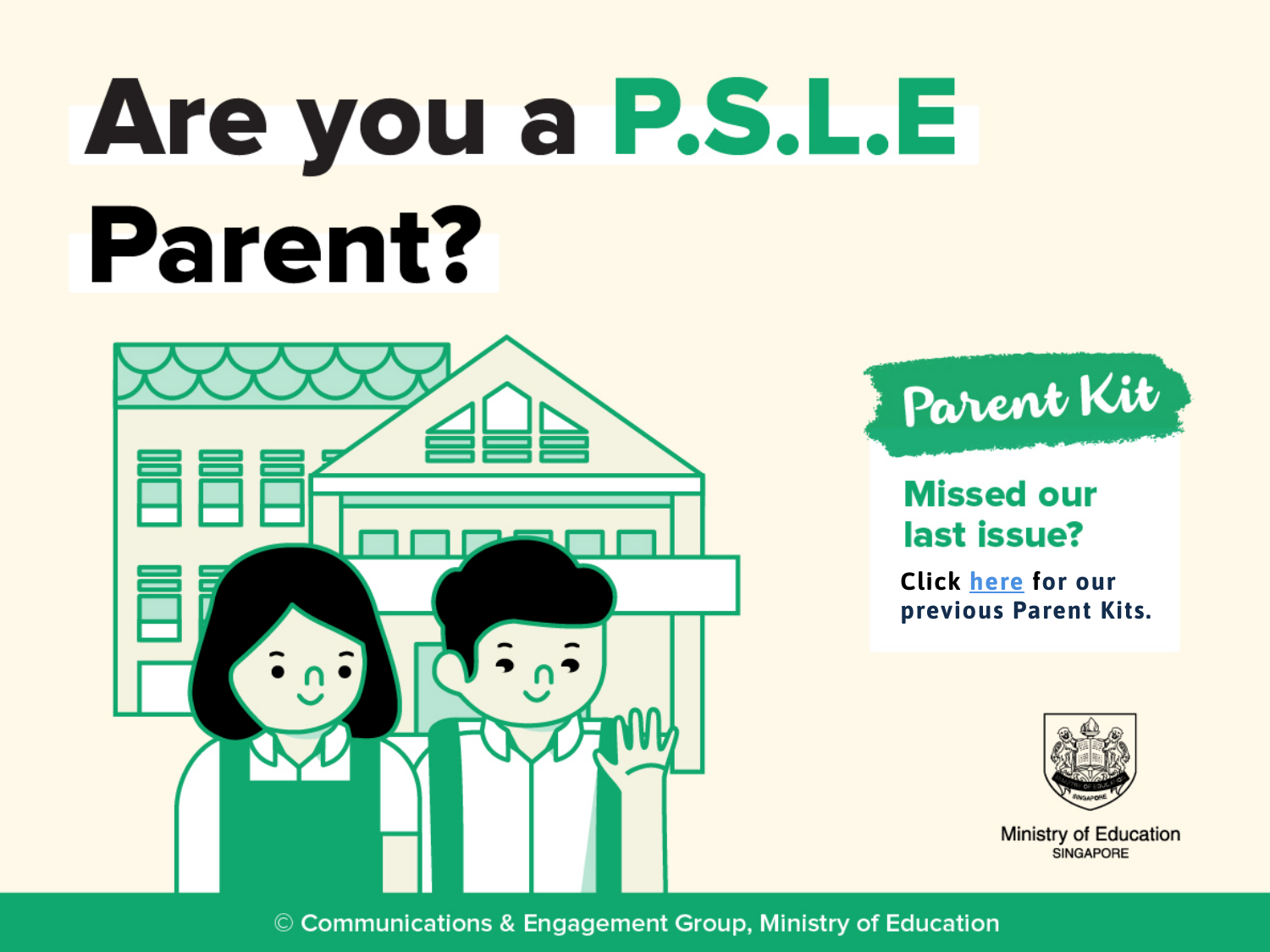# Are you a P.S.L.E Parent?

## Parent Kit

### Missed our last issue?

Click here for our previous Parent Kits.

Ministry of Education
SINGAPORE

© Communications & Engagement Group, Ministry of Education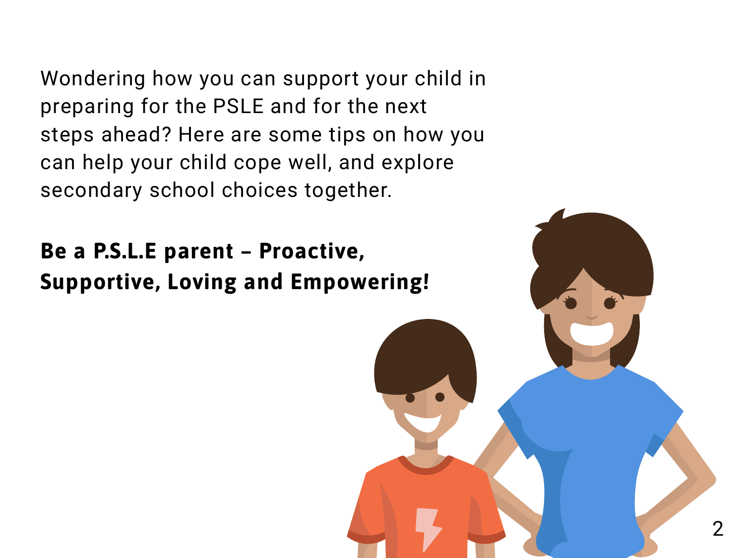Wondering how you can support your child in preparing for the PSLE and for the next steps ahead? Here are some tips on how you can help your child cope well, and explore secondary school choices together.

**Be a P.S.L.E parent – Proactive, Supportive, Loving and Empowering!**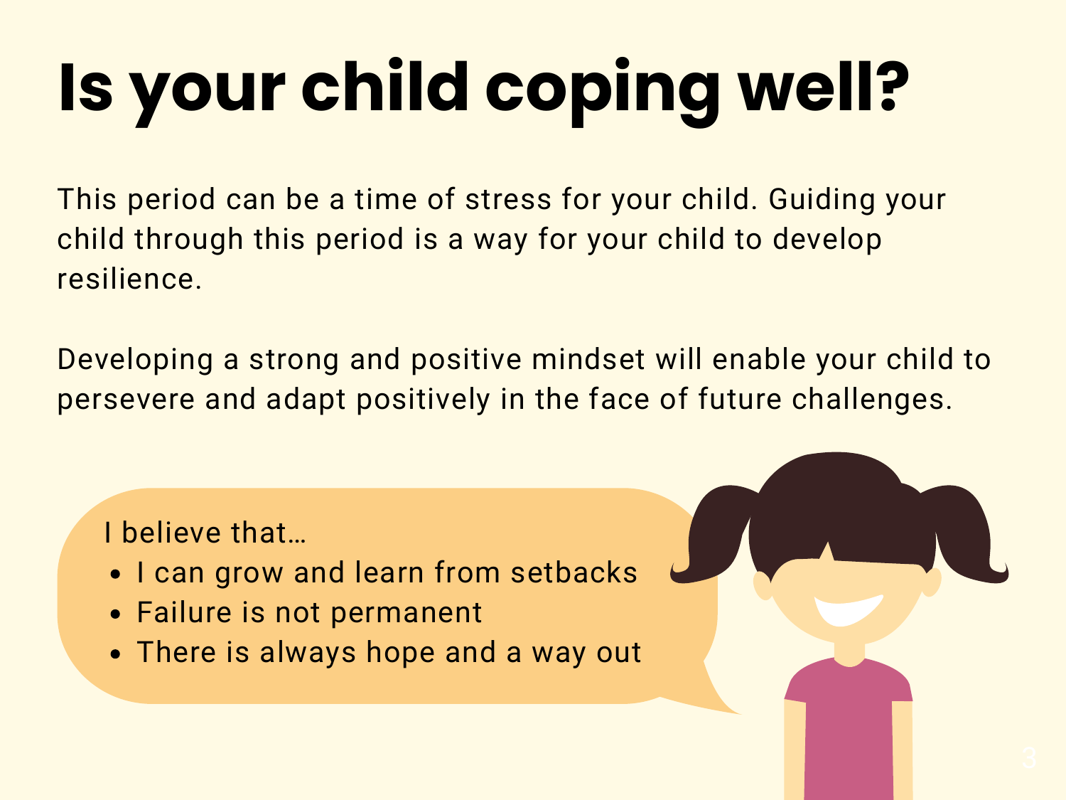# Is your child coping well?

This period can be a time of stress for your child. Guiding your child through this period is a way for your child to develop resilience.

Developing a strong and positive mindset will enable your child to persevere and adapt positively in the face of future challenges.

I believe that…

- I can grow and learn from setbacks
- Failure is not permanent
- There is always hope and a way out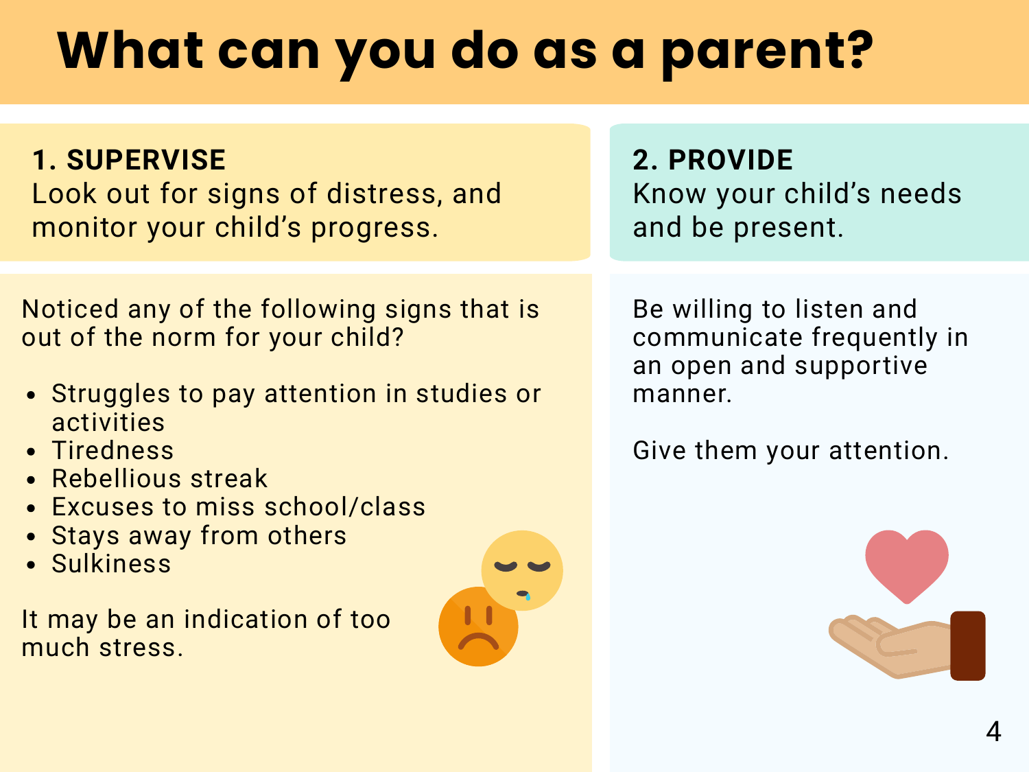# What can you do as a parent?

## 1. SUPERVISE

Look out for signs of distress, and monitor your child's progress.

Noticed any of the following signs that is out of the norm for your child?

- Struggles to pay attention in studies or activities
- Tiredness
- Rebellious streak
- Excuses to miss school/class
- Stays away from others
- Sulkiness

It may be an indication of too much stress.

## 2. PROVIDE

Know your child's needs and be present.

Be willing to listen and communicate frequently in an open and supportive manner.

Give them your attention.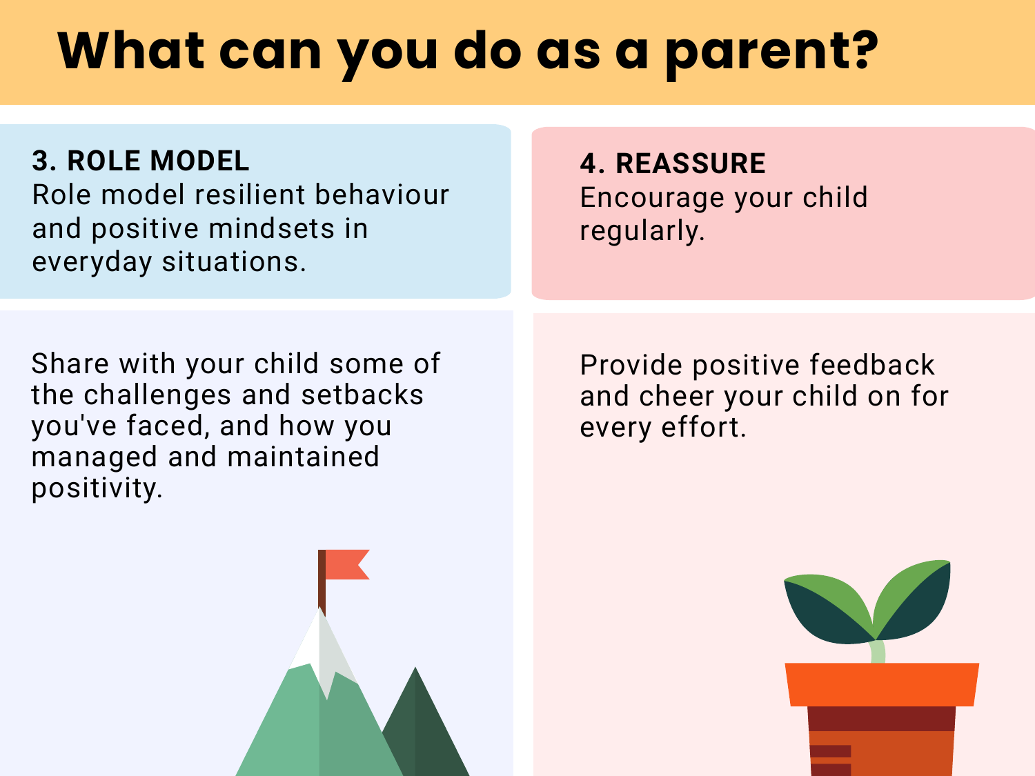# What can you do as a parent?

**3. ROLE MODEL**
Role model resilient behaviour and positive mindsets in everyday situations.

Share with your child some of the challenges and setbacks you've faced, and how you managed and maintained positivity.

**4. REASSURE**
Encourage your child regularly.

Provide positive feedback and cheer your child on for every effort.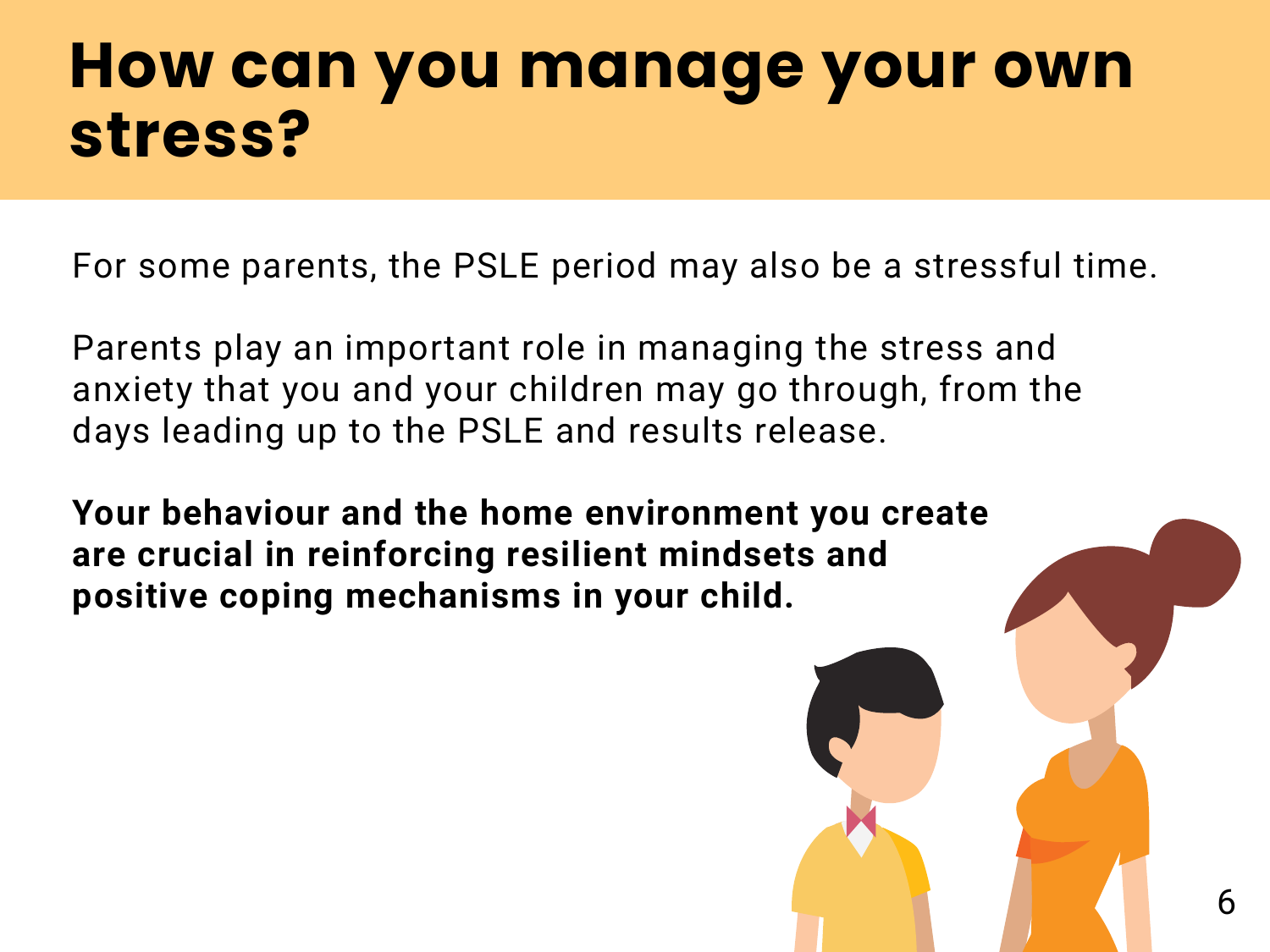# How can you manage your own stress?

For some parents, the PSLE period may also be a stressful time.

Parents play an important role in managing the stress and anxiety that you and your children may go through, from the days leading up to the PSLE and results release.

**Your behaviour and the home environment you create are crucial in reinforcing resilient mindsets and positive coping mechanisms in your child.**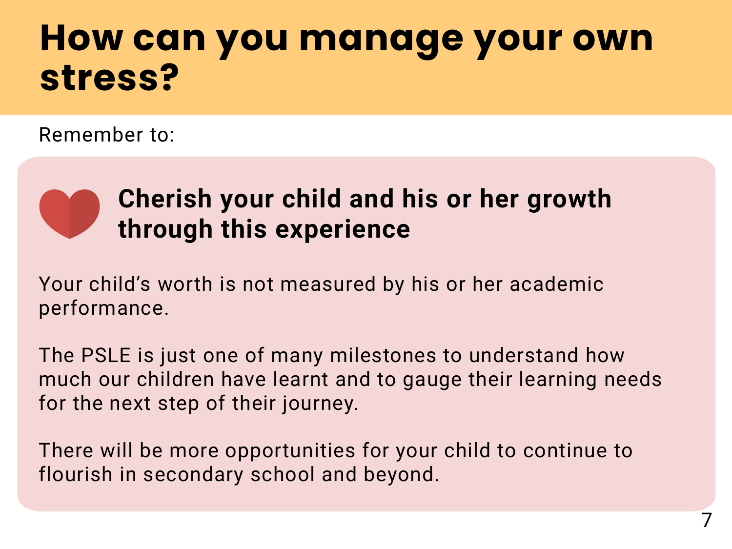# How can you manage your own stress?

Remember to:

## Cherish your child and his or her growth through this experience

Your child's worth is not measured by his or her academic performance.

The PSLE is just one of many milestones to understand how much our children have learnt and to gauge their learning needs for the next step of their journey.

There will be more opportunities for your child to continue to flourish in secondary school and beyond.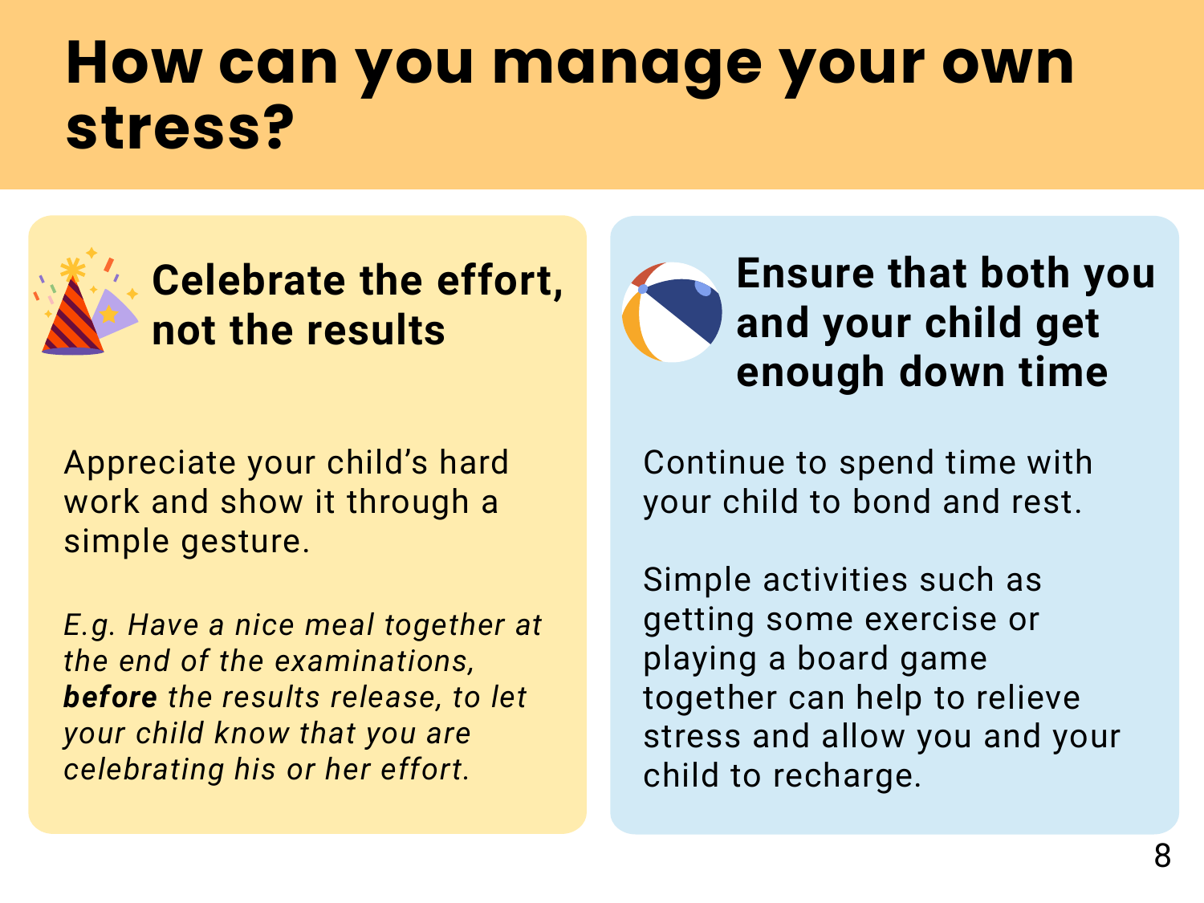# How can you manage your own stress?

## Celebrate the effort, not the results

Appreciate your child's hard work and show it through a simple gesture.

*E.g. Have a nice meal together at the end of the examinations,* ***before*** *the results release, to let your child know that you are celebrating his or her effort.*

## Ensure that both you and your child get enough down time

Continue to spend time with your child to bond and rest.

Simple activities such as getting some exercise or playing a board game together can help to relieve stress and allow you and your child to recharge.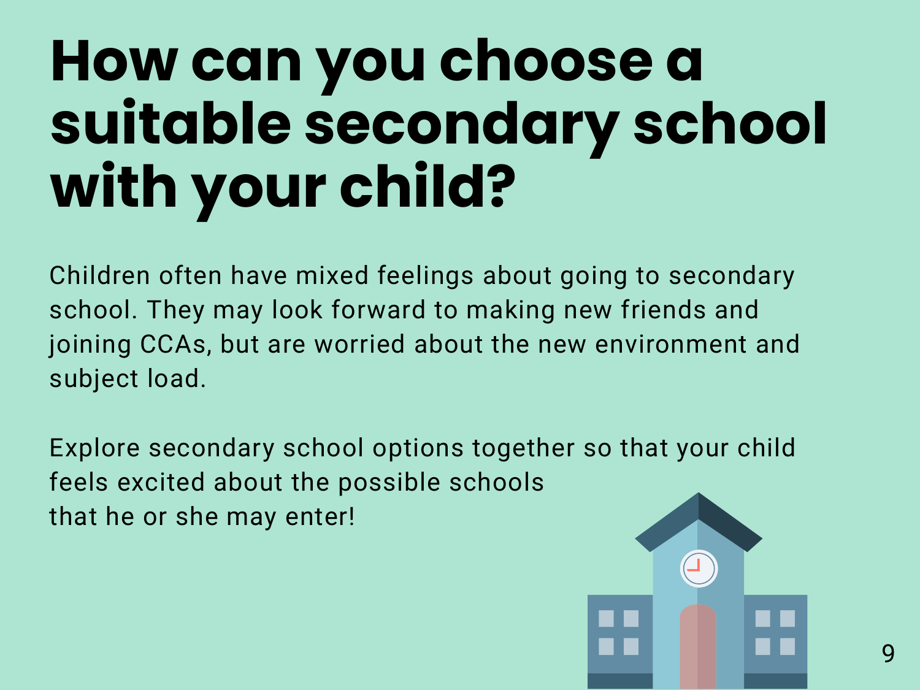# How can you choose a suitable secondary school with your child?

Children often have mixed feelings about going to secondary school. They may look forward to making new friends and joining CCAs, but are worried about the new environment and subject load.

Explore secondary school options together so that your child feels excited about the possible schools that he or she may enter!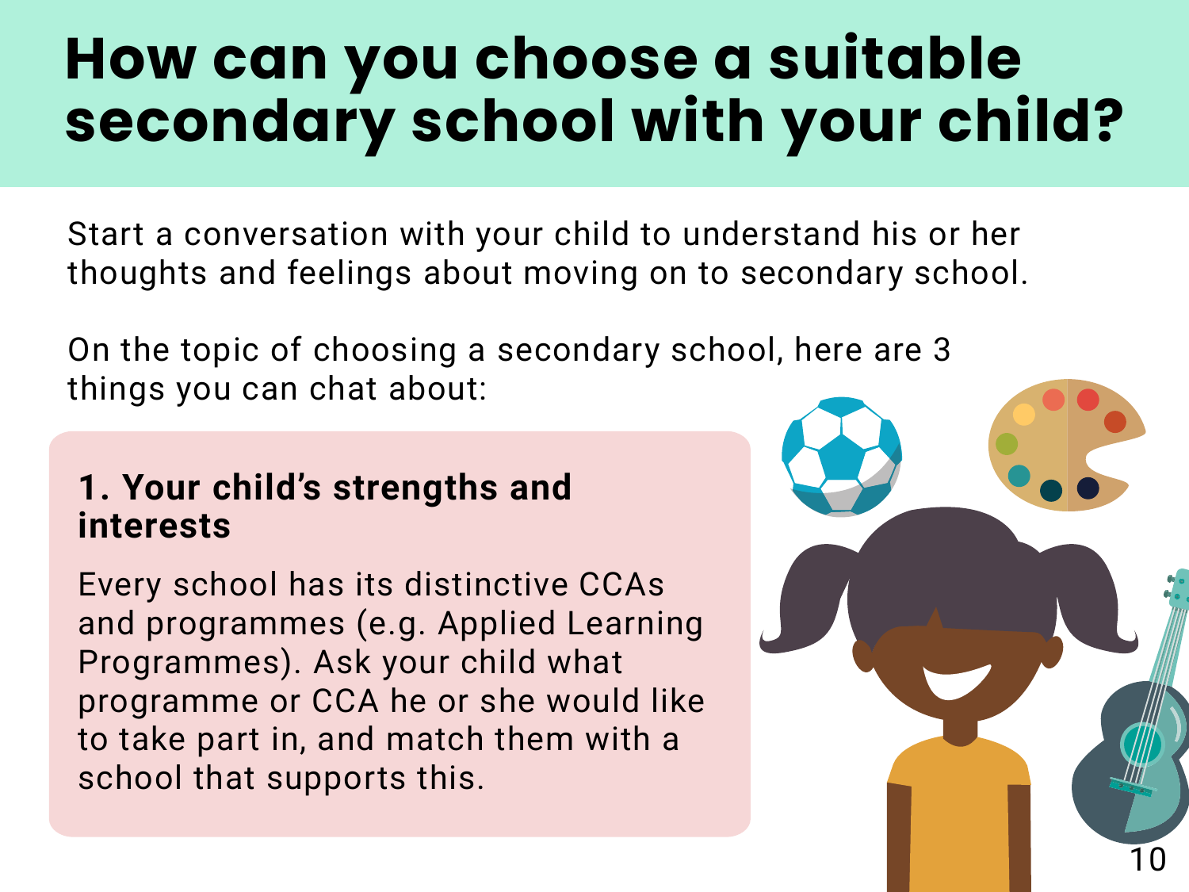# How can you choose a suitable secondary school with your child?

Start a conversation with your child to understand his or her thoughts and feelings about moving on to secondary school.

On the topic of choosing a secondary school, here are 3 things you can chat about:

### 1. Your child's strengths and interests

Every school has its distinctive CCAs and programmes (e.g. Applied Learning Programmes). Ask your child what programme or CCA he or she would like to take part in, and match them with a school that supports this.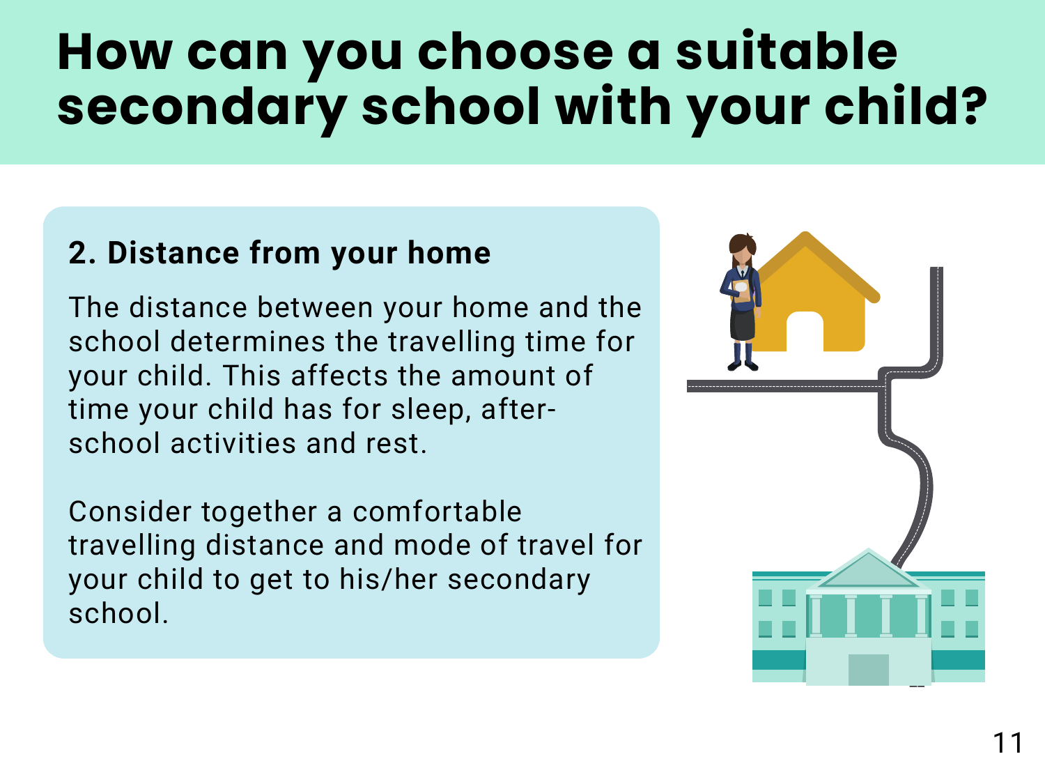# How can you choose a suitable secondary school with your child?

## 2. Distance from your home

The distance between your home and the school determines the travelling time for your child. This affects the amount of time your child has for sleep, after-school activities and rest.

Consider together a comfortable travelling distance and mode of travel for your child to get to his/her secondary school.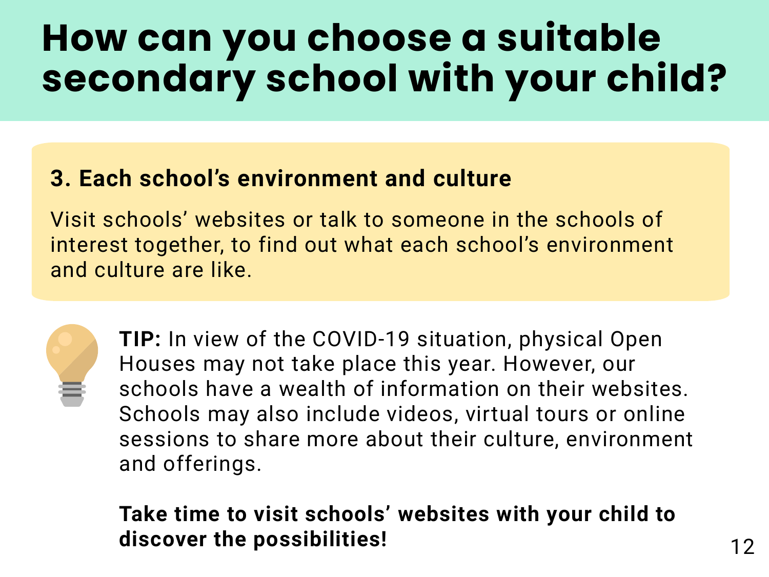# How can you choose a suitable secondary school with your child?

### 3. Each school's environment and culture

Visit schools' websites or talk to someone in the schools of interest together, to find out what each school's environment and culture are like.

**TIP:** In view of the COVID-19 situation, physical Open Houses may not take place this year. However, our schools have a wealth of information on their websites. Schools may also include videos, virtual tours or online sessions to share more about their culture, environment and offerings.

**Take time to visit schools' websites with your child to discover the possibilities!**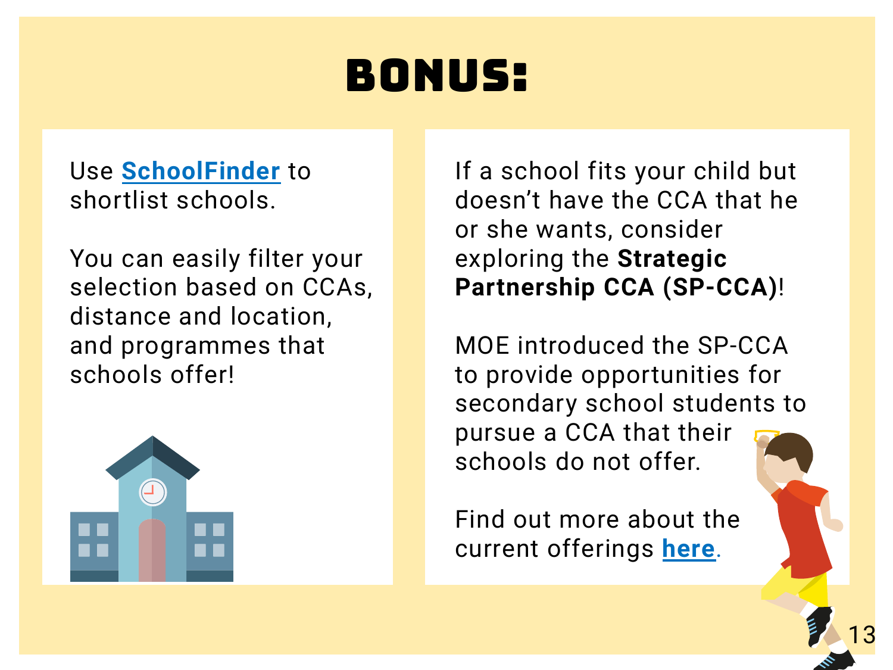# BONUS:

Use [SchoolFinder]() to shortlist schools.

You can easily filter your selection based on CCAs, distance and location, and programmes that schools offer!

If a school fits your child but doesn't have the CCA that he or she wants, consider exploring the **Strategic Partnership CCA (SP-CCA)**!

MOE introduced the SP-CCA to provide opportunities for secondary school students to pursue a CCA that their schools do not offer.

Find out more about the current offerings [here]().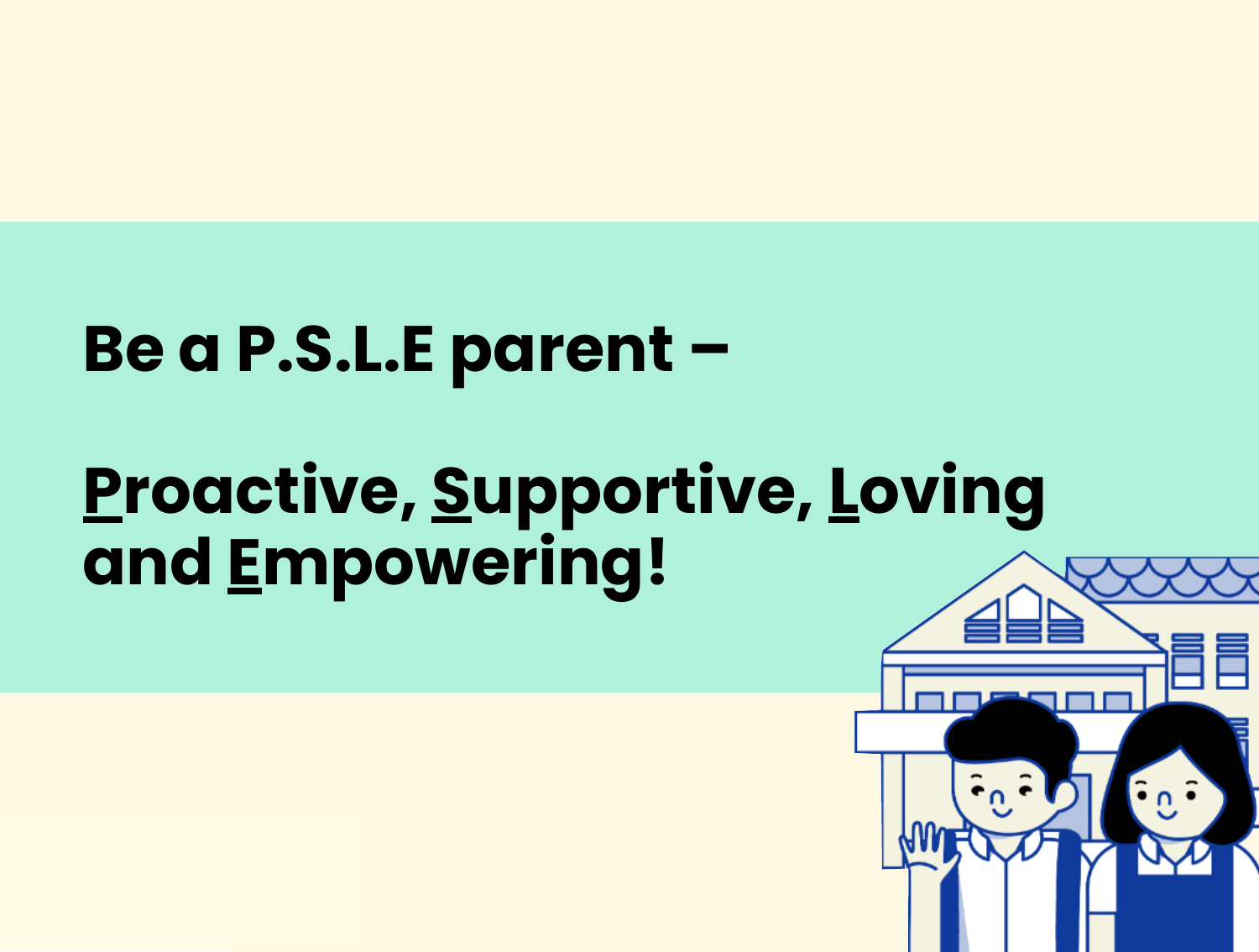# Be a P.S.L.E parent –

# Proactive, Supportive, Loving and Empowering!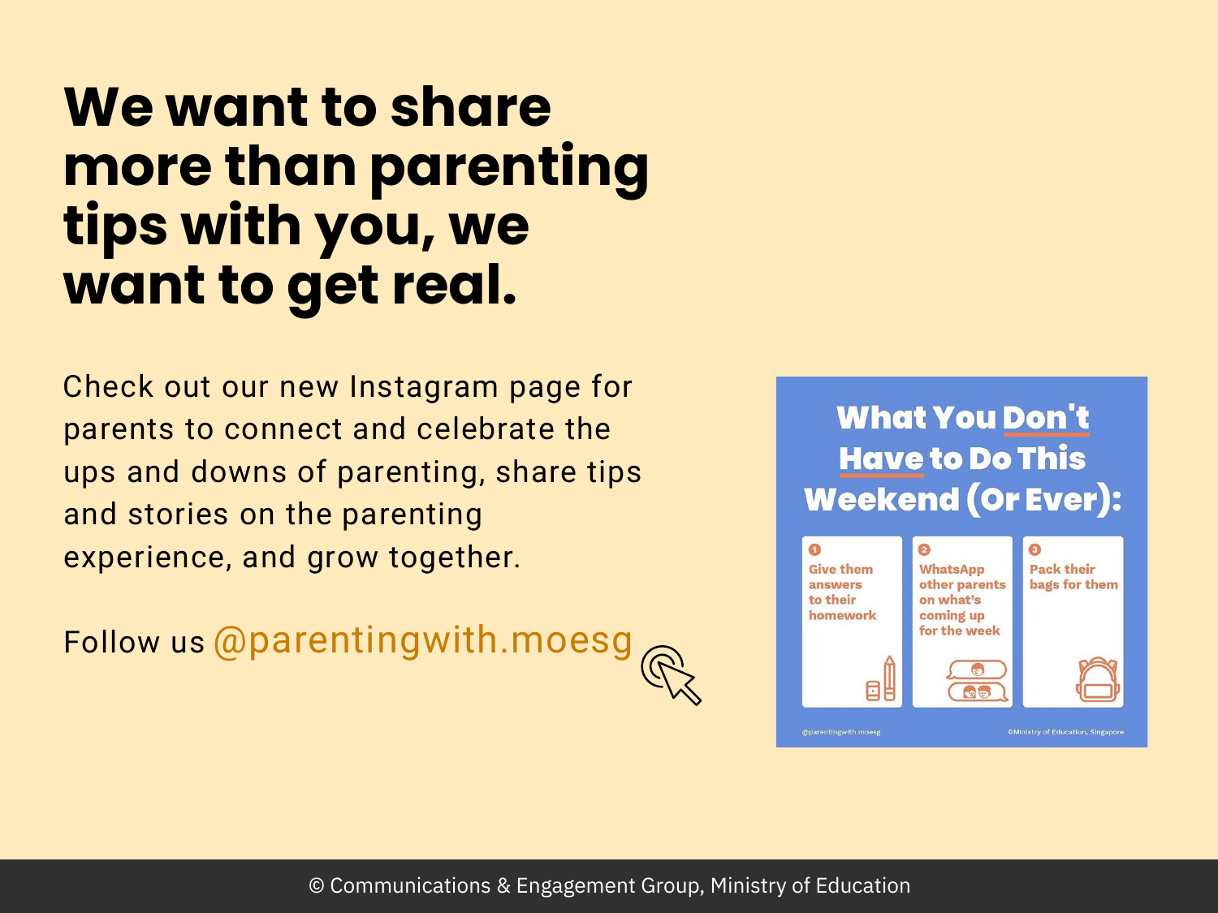# We want to share more than parenting tips with you, we want to get real.

Check out our new Instagram page for parents to connect and celebrate the ups and downs of parenting, share tips and stories on the parenting experience, and grow together.

Follow us @parentingwith.moesg

**What You Don't Have to Do This Weekend (Or Ever):**

1. Give them answers to their homework
2. WhatsApp other parents on what's coming up for the week
3. Pack their bags for them

@parentingwith.moesg

©Ministry of Education, Singapore

© Communications & Engagement Group, Ministry of Education